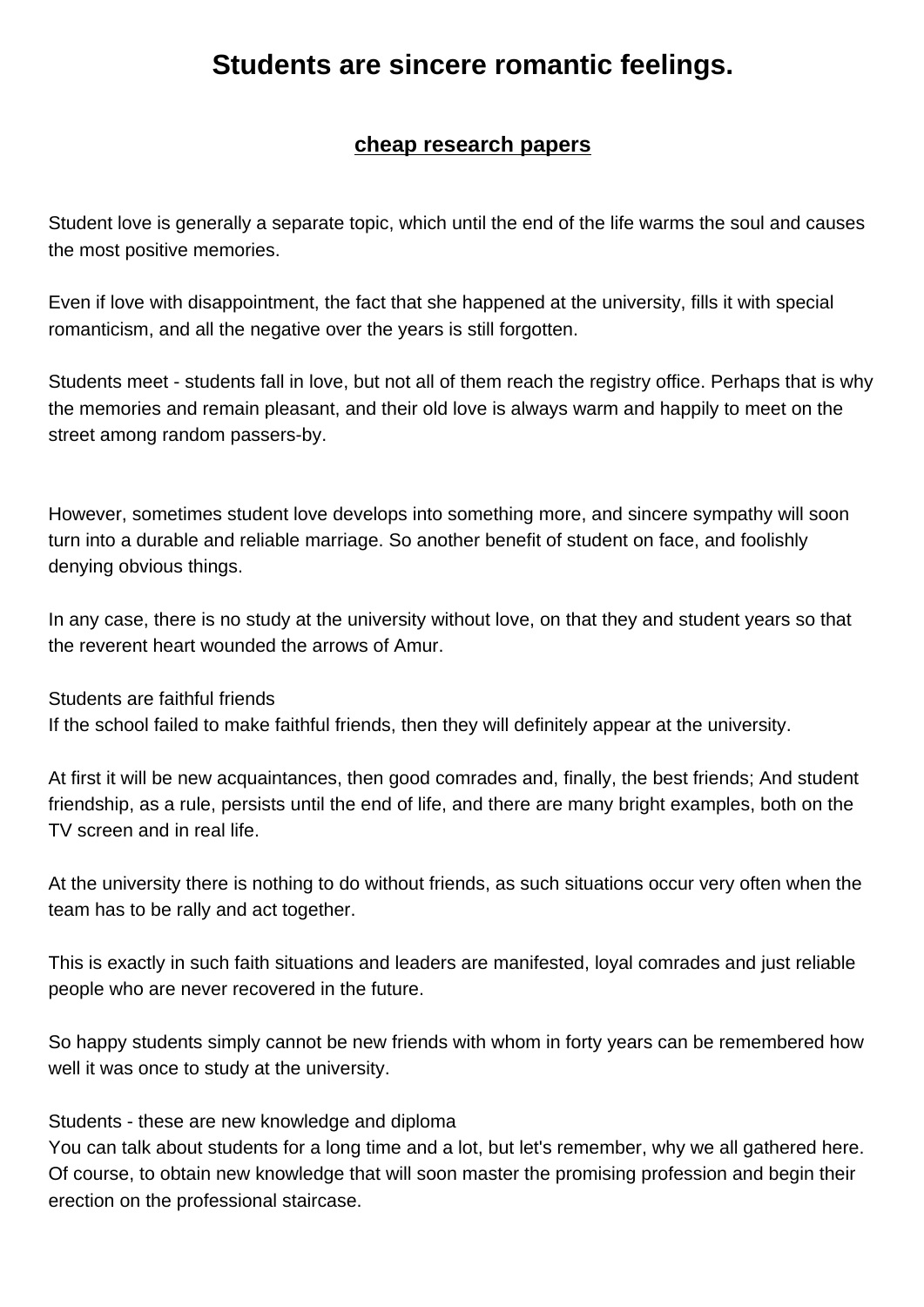# Students are sincere romantic feelings.

**cheap research papers**

Student love is generally a separate topic, which until the end of the life warms the soul and causes the most positive memories.

Even if love with disappointment, the fact that she happened at the university, fills it with special romanticism, and all the negative over the years is still forgotten.

Students meet - students fall in love, but not all of them reach the registry office. Perhaps that is why the memories and remain pleasant, and their old love is always warm and happily to meet on the street among random passers-by.

However, sometimes student love develops into something more, and sincere sympathy will soon turn into a durable and reliable marriage. So another benefit of student on face, and foolishly denying obvious things.

In any case, there is no study at the university without love, on that they and student years so that the reverent heart wounded the arrows of Amur.

Students are faithful friends
If the school failed to make faithful friends, then they will definitely appear at the university.

At first it will be new acquaintances, then good comrades and, finally, the best friends; And student friendship, as a rule, persists until the end of life, and there are many bright examples, both on the TV screen and in real life.

At the university there is nothing to do without friends, as such situations occur very often when the team has to be rally and act together.

This is exactly in such faith situations and leaders are manifested, loyal comrades and just reliable people who are never recovered in the future.

So happy students simply cannot be new friends with whom in forty years can be remembered how well it was once to study at the university.

Students - these are new knowledge and diploma
You can talk about students for a long time and a lot, but let's remember, why we all gathered here. Of course, to obtain new knowledge that will soon master the promising profession and begin their erection on the professional staircase.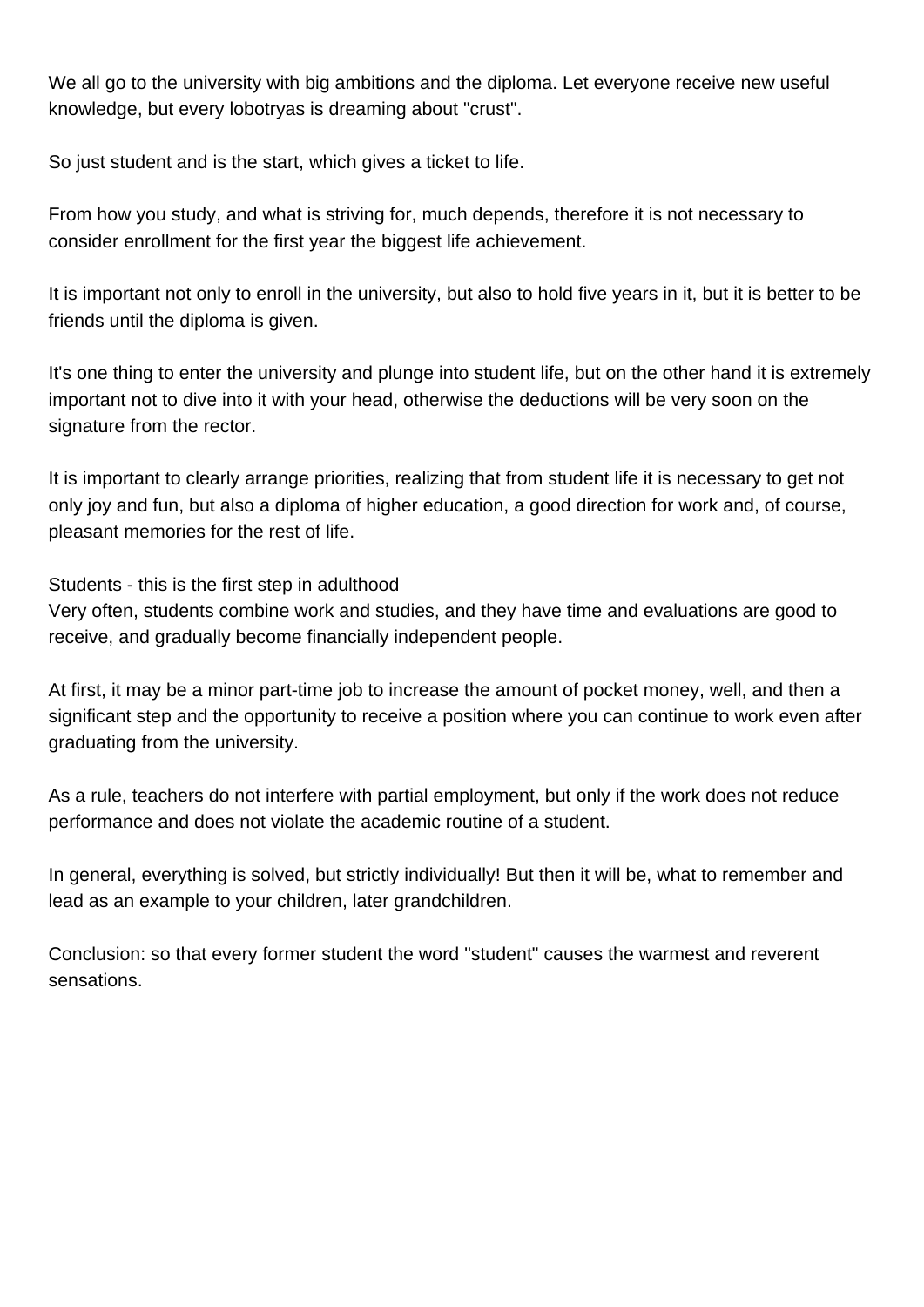We all go to the university with big ambitions and the diploma. Let everyone receive new useful knowledge, but every lobotryas is dreaming about "crust".

So just student and is the start, which gives a ticket to life.

From how you study, and what is striving for, much depends, therefore it is not necessary to consider enrollment for the first year the biggest life achievement.

It is important not only to enroll in the university, but also to hold five years in it, but it is better to be friends until the diploma is given.

It's one thing to enter the university and plunge into student life, but on the other hand it is extremely important not to dive into it with your head, otherwise the deductions will be very soon on the signature from the rector.

It is important to clearly arrange priorities, realizing that from student life it is necessary to get not only joy and fun, but also a diploma of higher education, a good direction for work and, of course, pleasant memories for the rest of life.

Students - this is the first step in adulthood

Very often, students combine work and studies, and they have time and evaluations are good to receive, and gradually become financially independent people.

At first, it may be a minor part-time job to increase the amount of pocket money, well, and then a significant step and the opportunity to receive a position where you can continue to work even after graduating from the university.

As a rule, teachers do not interfere with partial employment, but only if the work does not reduce performance and does not violate the academic routine of a student.

In general, everything is solved, but strictly individually! But then it will be, what to remember and lead as an example to your children, later grandchildren.

Conclusion: so that every former student the word "student" causes the warmest and reverent sensations.